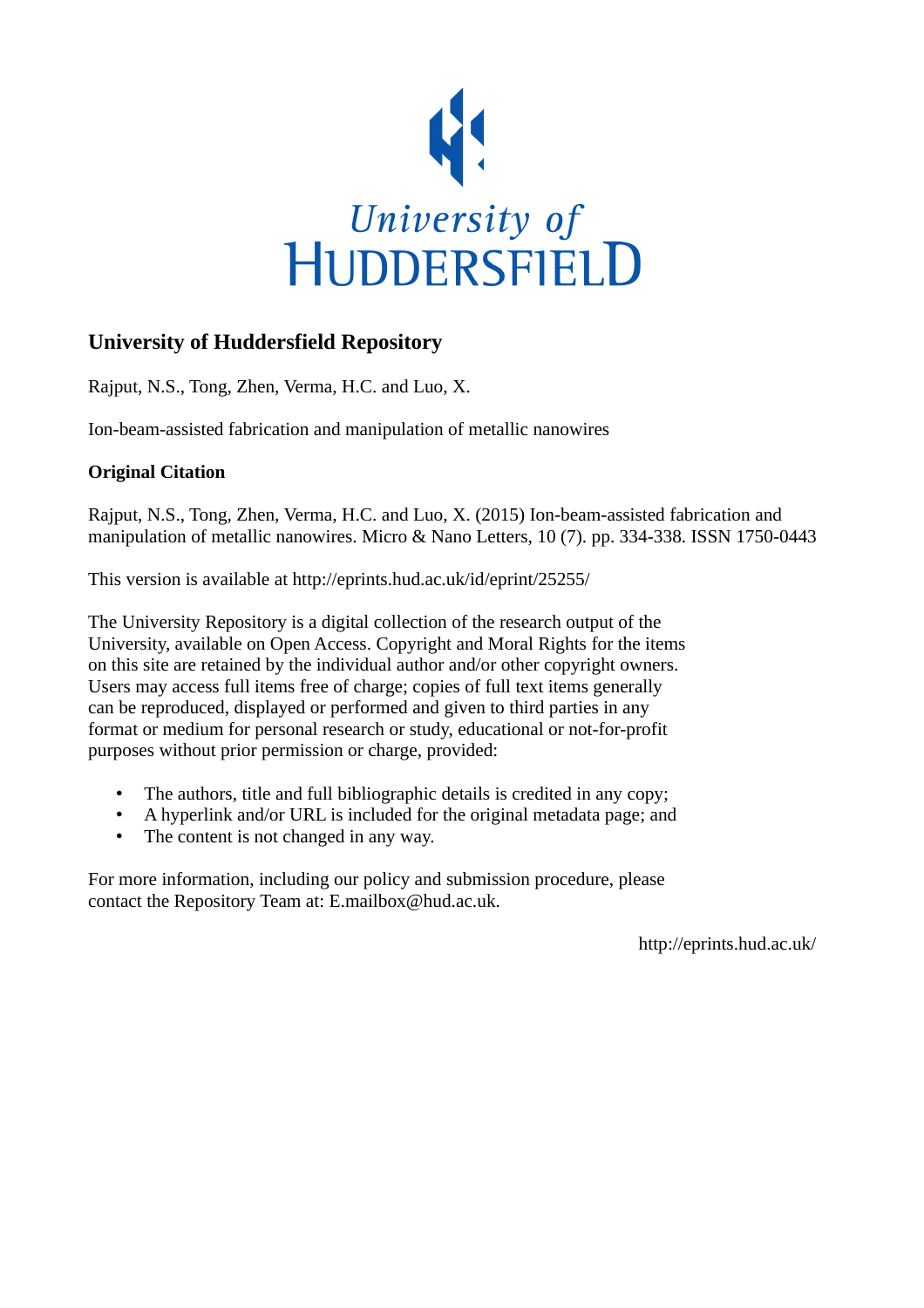University of Huddersfield

## University of Huddersfield Repository

Rajput, N.S., Tong, Zhen, Verma, H.C. and Luo, X.

Ion-beam-assisted fabrication and manipulation of metallic nanowires

### Original Citation

Rajput, N.S., Tong, Zhen, Verma, H.C. and Luo, X. (2015) Ion-beam-assisted fabrication and manipulation of metallic nanowires. Micro & Nano Letters, 10 (7). pp. 334-338. ISSN 1750-0443

This version is available at http://eprints.hud.ac.uk/id/eprint/25255/

The University Repository is a digital collection of the research output of the University, available on Open Access. Copyright and Moral Rights for the items on this site are retained by the individual author and/or other copyright owners. Users may access full items free of charge; copies of full text items generally can be reproduced, displayed or performed and given to third parties in any format or medium for personal research or study, educational or not-for-profit purposes without prior permission or charge, provided:

- The authors, title and full bibliographic details is credited in any copy;
- A hyperlink and/or URL is included for the original metadata page; and
- The content is not changed in any way.

For more information, including our policy and submission procedure, please contact the Repository Team at: E.mailbox@hud.ac.uk.

http://eprints.hud.ac.uk/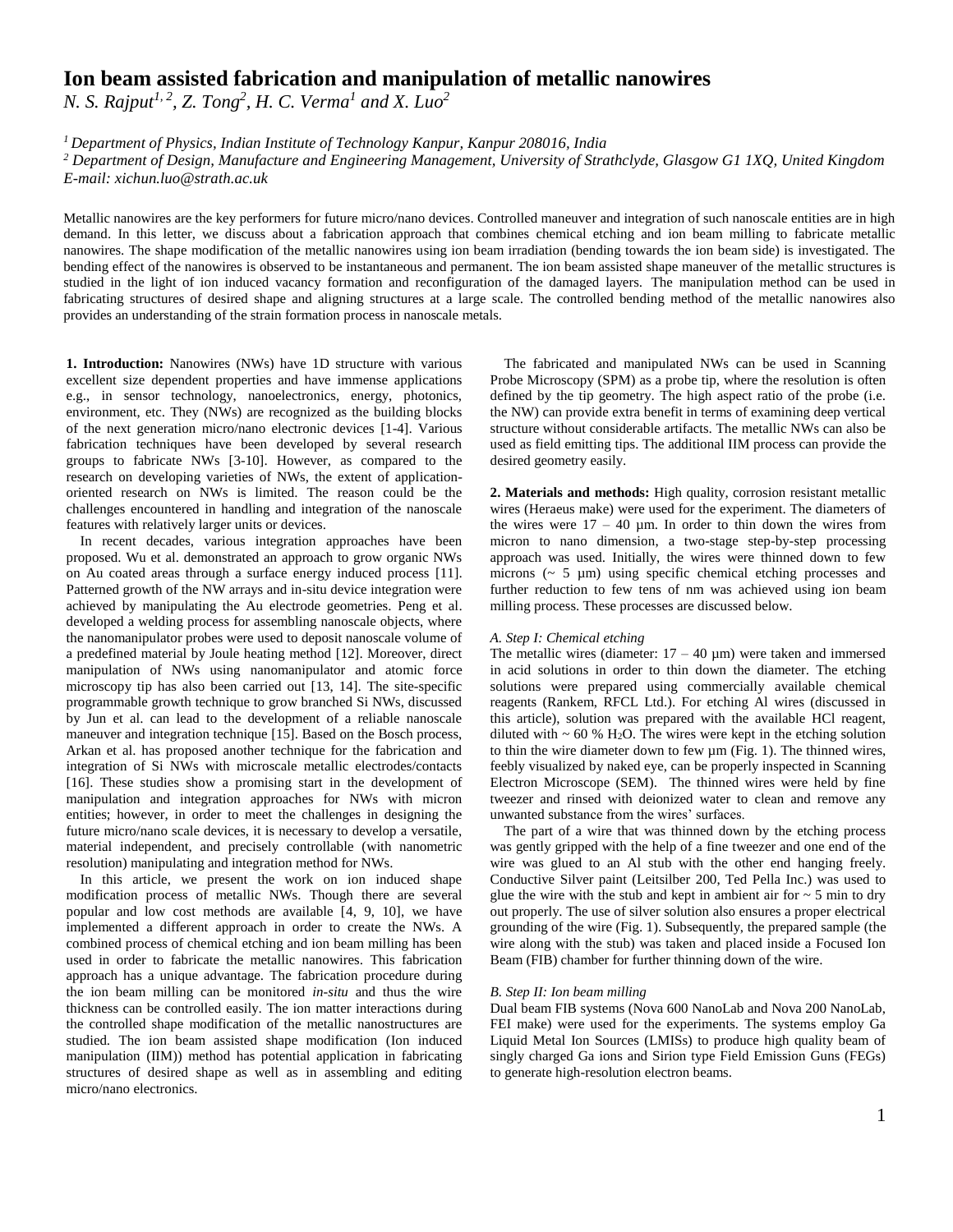# Ion beam assisted fabrication and manipulation of metallic nanowires

*N. S. Rajput[1, 2], Z. Tong[2], H. C. Verma[1] and X. Luo[2]*

*[1] Department of Physics, Indian Institute of Technology Kanpur, Kanpur 208016, India*
*[2] Department of Design, Manufacture and Engineering Management, University of Strathclyde, Glasgow G1 1XQ, United Kingdom*
*E-mail: xichun.luo@strath.ac.uk*

Metallic nanowires are the key performers for future micro/nano devices. Controlled maneuver and integration of such nanoscale entities are in high demand. In this letter, we discuss about a fabrication approach that combines chemical etching and ion beam milling to fabricate metallic nanowires. The shape modification of the metallic nanowires using ion beam irradiation (bending towards the ion beam side) is investigated. The bending effect of the nanowires is observed to be instantaneous and permanent. The ion beam assisted shape maneuver of the metallic structures is studied in the light of ion induced vacancy formation and reconfiguration of the damaged layers. The manipulation method can be used in fabricating structures of desired shape and aligning structures at a large scale. The controlled bending method of the metallic nanowires also provides an understanding of the strain formation process in nanoscale metals.

**1. Introduction:** Nanowires (NWs) have 1D structure with various excellent size dependent properties and have immense applications e.g., in sensor technology, nanoelectronics, energy, photonics, environment, etc. They (NWs) are recognized as the building blocks of the next generation micro/nano electronic devices [1-4]. Various fabrication techniques have been developed by several research groups to fabricate NWs [3-10]. However, as compared to the research on developing varieties of NWs, the extent of application-oriented research on NWs is limited. The reason could be the challenges encountered in handling and integration of the nanoscale features with relatively larger units or devices.

In recent decades, various integration approaches have been proposed. Wu et al. demonstrated an approach to grow organic NWs on Au coated areas through a surface energy induced process [11]. Patterned growth of the NW arrays and in-situ device integration were achieved by manipulating the Au electrode geometries. Peng et al. developed a welding process for assembling nanoscale objects, where the nanomanipulator probes were used to deposit nanoscale volume of a predefined material by Joule heating method [12]. Moreover, direct manipulation of NWs using nanomanipulator and atomic force microscopy tip has also been carried out [13, 14]. The site-specific programmable growth technique to grow branched Si NWs, discussed by Jun et al. can lead to the development of a reliable nanoscale maneuver and integration technique [15]. Based on the Bosch process, Arkan et al. has proposed another technique for the fabrication and integration of Si NWs with microscale metallic electrodes/contacts [16]. These studies show a promising start in the development of manipulation and integration approaches for NWs with micron entities; however, in order to meet the challenges in designing the future micro/nano scale devices, it is necessary to develop a versatile, material independent, and precisely controllable (with nanometric resolution) manipulating and integration method for NWs.

In this article, we present the work on ion induced shape modification process of metallic NWs. Though there are several popular and low cost methods are available [4, 9, 10], we have implemented a different approach in order to create the NWs. A combined process of chemical etching and ion beam milling has been used in order to fabricate the metallic nanowires. This fabrication approach has a unique advantage. The fabrication procedure during the ion beam milling can be monitored *in-situ* and thus the wire thickness can be controlled easily. The ion matter interactions during the controlled shape modification of the metallic nanostructures are studied. The ion beam assisted shape modification (Ion induced manipulation (IIM)) method has potential application in fabricating structures of desired shape as well as in assembling and editing micro/nano electronics.

The fabricated and manipulated NWs can be used in Scanning Probe Microscopy (SPM) as a probe tip, where the resolution is often defined by the tip geometry. The high aspect ratio of the probe (i.e. the NW) can provide extra benefit in terms of examining deep vertical structure without considerable artifacts. The metallic NWs can also be used as field emitting tips. The additional IIM process can provide the desired geometry easily.

**2. Materials and methods:** High quality, corrosion resistant metallic wires (Heraeus make) were used for the experiment. The diameters of the wires were 17 – 40 µm. In order to thin down the wires from micron to nano dimension, a two-stage step-by-step processing approach was used. Initially, the wires were thinned down to few microns (~ 5 µm) using specific chemical etching processes and further reduction to few tens of nm was achieved using ion beam milling process. These processes are discussed below.

*A. Step I: Chemical etching*

The metallic wires (diameter: 17 – 40 µm) were taken and immersed in acid solutions in order to thin down the diameter. The etching solutions were prepared using commercially available chemical reagents (Rankem, RFCL Ltd.). For etching Al wires (discussed in this article), solution was prepared with the available HCl reagent, diluted with ~ 60 % $H_2O$. The wires were kept in the etching solution to thin the wire diameter down to few µm (Fig. 1). The thinned wires, feebly visualized by naked eye, can be properly inspected in Scanning Electron Microscope (SEM). The thinned wires were held by fine tweezer and rinsed with deionized water to clean and remove any unwanted substance from the wires' surfaces.

The part of a wire that was thinned down by the etching process was gently gripped with the help of a fine tweezer and one end of the wire was glued to an Al stub with the other end hanging freely. Conductive Silver paint (Leitsilber 200, Ted Pella Inc.) was used to glue the wire with the stub and kept in ambient air for ~ 5 min to dry out properly. The use of silver solution also ensures a proper electrical grounding of the wire (Fig. 1). Subsequently, the prepared sample (the wire along with the stub) was taken and placed inside a Focused Ion Beam (FIB) chamber for further thinning down of the wire.

*B. Step II: Ion beam milling*

Dual beam FIB systems (Nova 600 NanoLab and Nova 200 NanoLab, FEI make) were used for the experiments. The systems employ Ga Liquid Metal Ion Sources (LMISs) to produce high quality beam of singly charged Ga ions and Sirion type Field Emission Guns (FEGs) to generate high-resolution electron beams.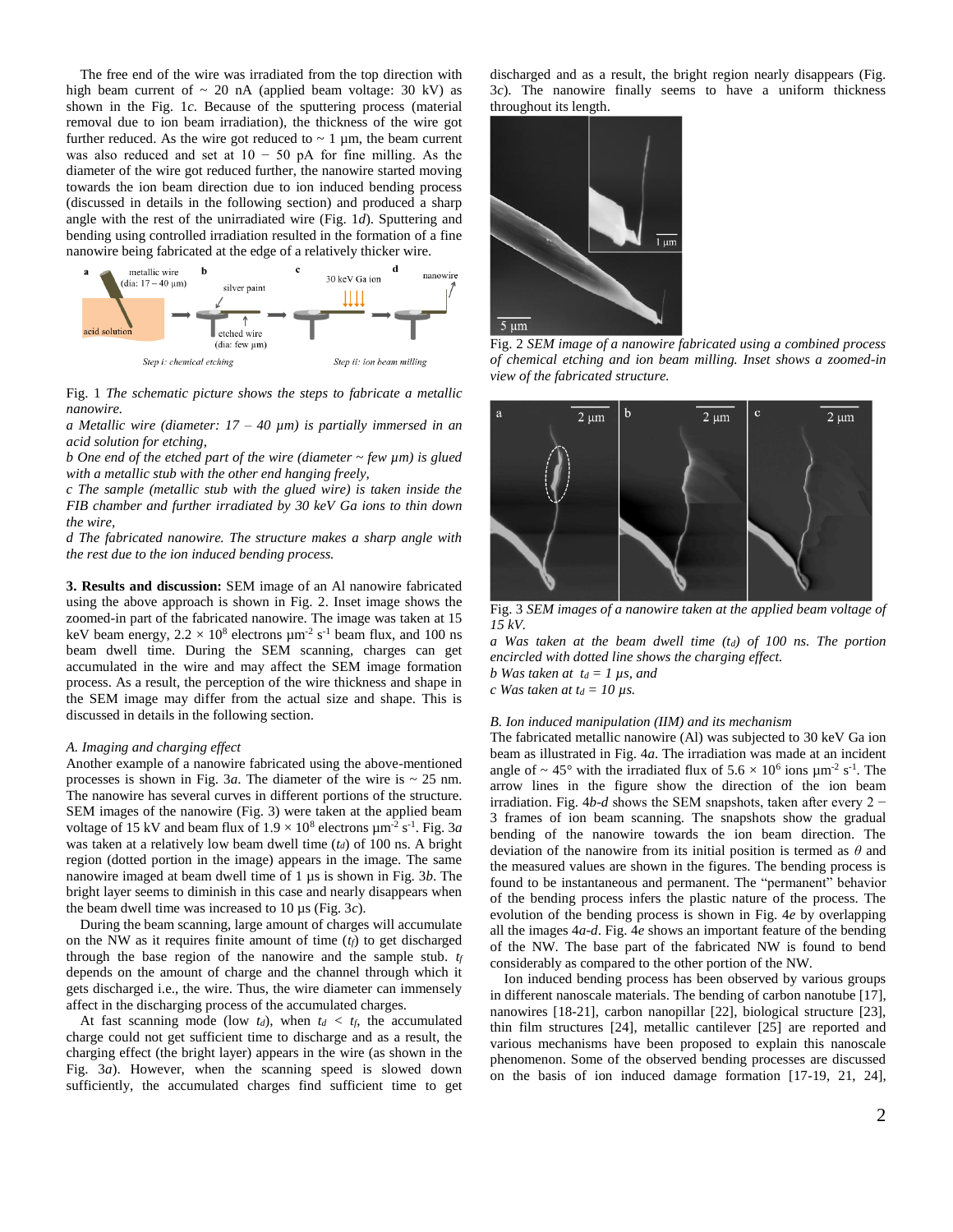The free end of the wire was irradiated from the top direction with high beam current of ~ 20 nA (applied beam voltage: 30 kV) as shown in the Fig. 1*c*. Because of the sputtering process (material removal due to ion beam irradiation), the thickness of the wire got further reduced. As the wire got reduced to ~ 1 µm, the beam current was also reduced and set at 10 − 50 pA for fine milling. As the diameter of the wire got reduced further, the nanowire started moving towards the ion beam direction due to ion induced bending process (discussed in details in the following section) and produced a sharp angle with the rest of the unirradiated wire (Fig. 1*d*). Sputtering and bending using controlled irradiation resulted in the formation of a fine nanowire being fabricated at the edge of a relatively thicker wire.

Fig. 1 *The schematic picture shows the steps to fabricate a metallic nanowire.*
*a Metallic wire (diameter: 17 – 40 µm) is partially immersed in an acid solution for etching,*
*b One end of the etched part of the wire (diameter ~ few µm) is glued with a metallic stub with the other end hanging freely,*
*c The sample (metallic stub with the glued wire) is taken inside the FIB chamber and further irradiated by 30 keV Ga ions to thin down the wire,*
*d The fabricated nanowire. The structure makes a sharp angle with the rest due to the ion induced bending process.*

**3. Results and discussion:** SEM image of an Al nanowire fabricated using the above approach is shown in Fig. 2. Inset image shows the zoomed-in part of the fabricated nanowire. The image was taken at 15 keV beam energy, $2.2 \times 10^8$ electrons µm$^{-2}$ s$^{-1}$ beam flux, and 100 ns beam dwell time. During the SEM scanning, charges can get accumulated in the wire and may affect the SEM image formation process. As a result, the perception of the wire thickness and shape in the SEM image may differ from the actual size and shape. This is discussed in details in the following section.

*A. Imaging and charging effect*

Another example of a nanowire fabricated using the above-mentioned processes is shown in Fig. 3*a*. The diameter of the wire is ~ 25 nm. The nanowire has several curves in different portions of the structure. SEM images of the nanowire (Fig. 3) were taken at the applied beam voltage of 15 kV and beam flux of $1.9 \times 10^8$ electrons µm$^{-2}$ s$^{-1}$. Fig. 3*a* was taken at a relatively low beam dwell time ($t_d$) of 100 ns. A bright region (dotted portion in the image) appears in the image. The same nanowire imaged at beam dwell time of 1 µs is shown in Fig. 3*b*. The bright layer seems to diminish in this case and nearly disappears when the beam dwell time was increased to 10 µs (Fig. 3*c*).

During the beam scanning, large amount of charges will accumulate on the NW as it requires finite amount of time ($t_f$) to get discharged through the base region of the nanowire and the sample stub. $t_f$ depends on the amount of charge and the channel through which it gets discharged i.e., the wire. Thus, the wire diameter can immensely affect in the discharging process of the accumulated charges.

At fast scanning mode (low $t_d$), when $t_d < t_f$, the accumulated charge could not get sufficient time to discharge and as a result, the charging effect (the bright layer) appears in the wire (as shown in the Fig. 3*a*). However, when the scanning speed is slowed down sufficiently, the accumulated charges find sufficient time to get discharged and as a result, the bright region nearly disappears (Fig. 3*c*). The nanowire finally seems to have a uniform thickness throughout its length.

Fig. 2 *SEM image of a nanowire fabricated using a combined process of chemical etching and ion beam milling. Inset shows a zoomed-in view of the fabricated structure.*

Fig. 3 *SEM images of a nanowire taken at the applied beam voltage of 15 kV.*
*a Was taken at the beam dwell time ($t_d$) of 100 ns. The portion encircled with dotted line shows the charging effect.*
*b Was taken at $t_d$ = 1 µs, and*
*c Was taken at $t_d$ = 10 µs.*

*B. Ion induced manipulation (IIM) and its mechanism*

The fabricated metallic nanowire (Al) was subjected to 30 keV Ga ion beam as illustrated in Fig. 4*a*. The irradiation was made at an incident angle of ~ 45° with the irradiated flux of $5.6 \times 10^6$ ions µm$^{-2}$ s$^{-1}$. The arrow lines in the figure show the direction of the ion beam irradiation. Fig. 4*b-d* shows the SEM snapshots, taken after every 2 − 3 frames of ion beam scanning. The snapshots show the gradual bending of the nanowire towards the ion beam direction. The deviation of the nanowire from its initial position is termed as $\theta$ and the measured values are shown in the figures. The bending process is found to be instantaneous and permanent. The "permanent" behavior of the bending process infers the plastic nature of the process. The evolution of the bending process is shown in Fig. 4*e* by overlapping all the images 4*a-d*. Fig. 4*e* shows an important feature of the bending of the NW. The base part of the fabricated NW is found to bend considerably as compared to the other portion of the NW.

Ion induced bending process has been observed by various groups in different nanoscale materials. The bending of carbon nanotube [17], nanowires [18-21], carbon nanopillar [22], biological structure [23], thin film structures [24], metallic cantilever [25] are reported and various mechanisms have been proposed to explain this nanoscale phenomenon. Some of the observed bending processes are discussed on the basis of ion induced damage formation [17-19, 21, 24],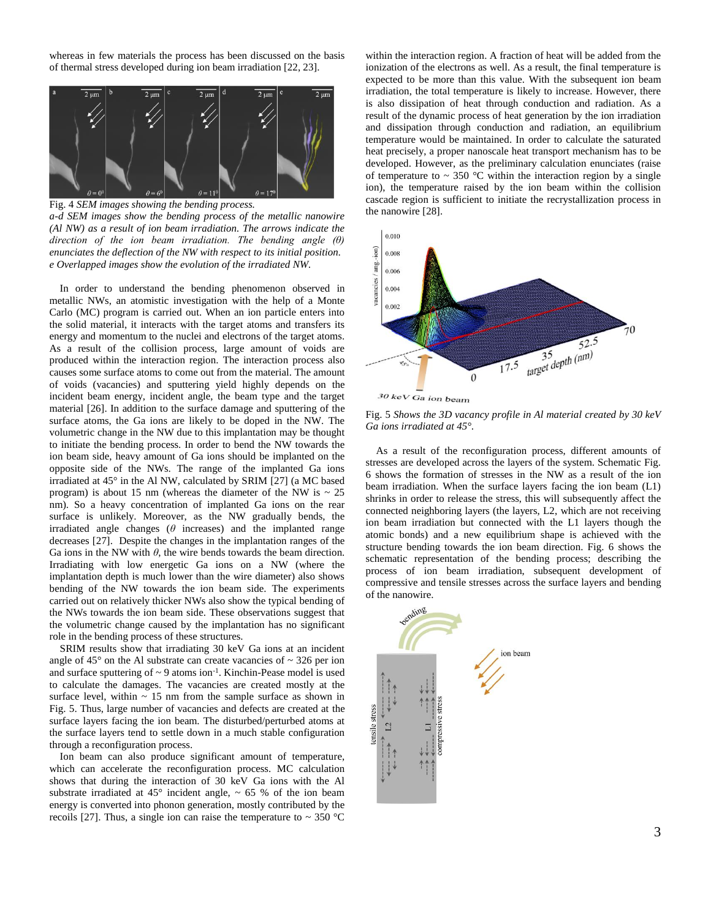whereas in few materials the process has been discussed on the basis of thermal stress developed during ion beam irradiation [22, 23].

Fig. 4 *SEM images showing the bending process.*
*a-d SEM images show the bending process of the metallic nanowire (Al NW) as a result of ion beam irradiation. The arrows indicate the direction of the ion beam irradiation. The bending angle (θ) enunciates the deflection of the NW with respect to its initial position.*
*e Overlapped images show the evolution of the irradiated NW.*

In order to understand the bending phenomenon observed in metallic NWs, an atomistic investigation with the help of a Monte Carlo (MC) program is carried out. When an ion particle enters into the solid material, it interacts with the target atoms and transfers its energy and momentum to the nuclei and electrons of the target atoms. As a result of the collision process, large amount of voids are produced within the interaction region. The interaction process also causes some surface atoms to come out from the material. The amount of voids (vacancies) and sputtering yield highly depends on the incident beam energy, incident angle, the beam type and the target material [26]. In addition to the surface damage and sputtering of the surface atoms, the Ga ions are likely to be doped in the NW. The volumetric change in the NW due to this implantation may be thought to initiate the bending process. In order to bend the NW towards the ion beam side, heavy amount of Ga ions should be implanted on the opposite side of the NWs. The range of the implanted Ga ions irradiated at 45° in the Al NW, calculated by SRIM [27] (a MC based program) is about 15 nm (whereas the diameter of the NW is ~ 25 nm). So a heavy concentration of implanted Ga ions on the rear surface is unlikely. Moreover, as the NW gradually bends, the irradiated angle changes ($\theta$ increases) and the implanted range decreases [27]. Despite the changes in the implantation ranges of the Ga ions in the NW with $\theta$, the wire bends towards the beam direction. Irradiating with low energetic Ga ions on a NW (where the implantation depth is much lower than the wire diameter) also shows bending of the NW towards the ion beam side. The experiments carried out on relatively thicker NWs also show the typical bending of the NWs towards the ion beam side. These observations suggest that the volumetric change caused by the implantation has no significant role in the bending process of these structures.

SRIM results show that irradiating 30 keV Ga ions at an incident angle of 45° on the Al substrate can create vacancies of ~ 326 per ion and surface sputtering of ~ 9 atoms ion$^{-1}$. Kinchin-Pease model is used to calculate the damages. The vacancies are created mostly at the surface level, within ~ 15 nm from the sample surface as shown in Fig. 5. Thus, large number of vacancies and defects are created at the surface layers facing the ion beam. The disturbed/perturbed atoms at the surface layers tend to settle down in a much stable configuration through a reconfiguration process.

Ion beam can also produce significant amount of temperature, which can accelerate the reconfiguration process. MC calculation shows that during the interaction of 30 keV Ga ions with the Al substrate irradiated at 45° incident angle, ~ 65 % of the ion beam energy is converted into phonon generation, mostly contributed by the recoils [27]. Thus, a single ion can raise the temperature to ~ 350 °C within the interaction region. A fraction of heat will be added from the ionization of the electrons as well. As a result, the final temperature is expected to be more than this value. With the subsequent ion beam irradiation, the total temperature is likely to increase. However, there is also dissipation of heat through conduction and radiation. As a result of the dynamic process of heat generation by the ion irradiation and dissipation through conduction and radiation, an equilibrium temperature would be maintained. In order to calculate the saturated heat precisely, a proper nanoscale heat transport mechanism has to be developed. However, as the preliminary calculation enunciates (raise of temperature to ~ 350 °C within the interaction region by a single ion), the temperature raised by the ion beam within the collision cascade region is sufficient to initiate the recrystallization process in the nanowire [28].

Fig. 5 *Shows the 3D vacancy profile in Al material created by 30 keV Ga ions irradiated at 45°.*

As a result of the reconfiguration process, different amounts of stresses are developed across the layers of the system. Schematic Fig. 6 shows the formation of stresses in the NW as a result of the ion beam irradiation. When the surface layers facing the ion beam (L1) shrinks in order to release the stress, this will subsequently affect the connected neighboring layers (the layers, L2, which are not receiving ion beam irradiation but connected with the L1 layers though the atomic bonds) and a new equilibrium shape is achieved with the structure bending towards the ion beam direction. Fig. 6 shows the schematic representation of the bending process; describing the process of ion beam irradiation, subsequent development of compressive and tensile stresses across the surface layers and bending of the nanowire.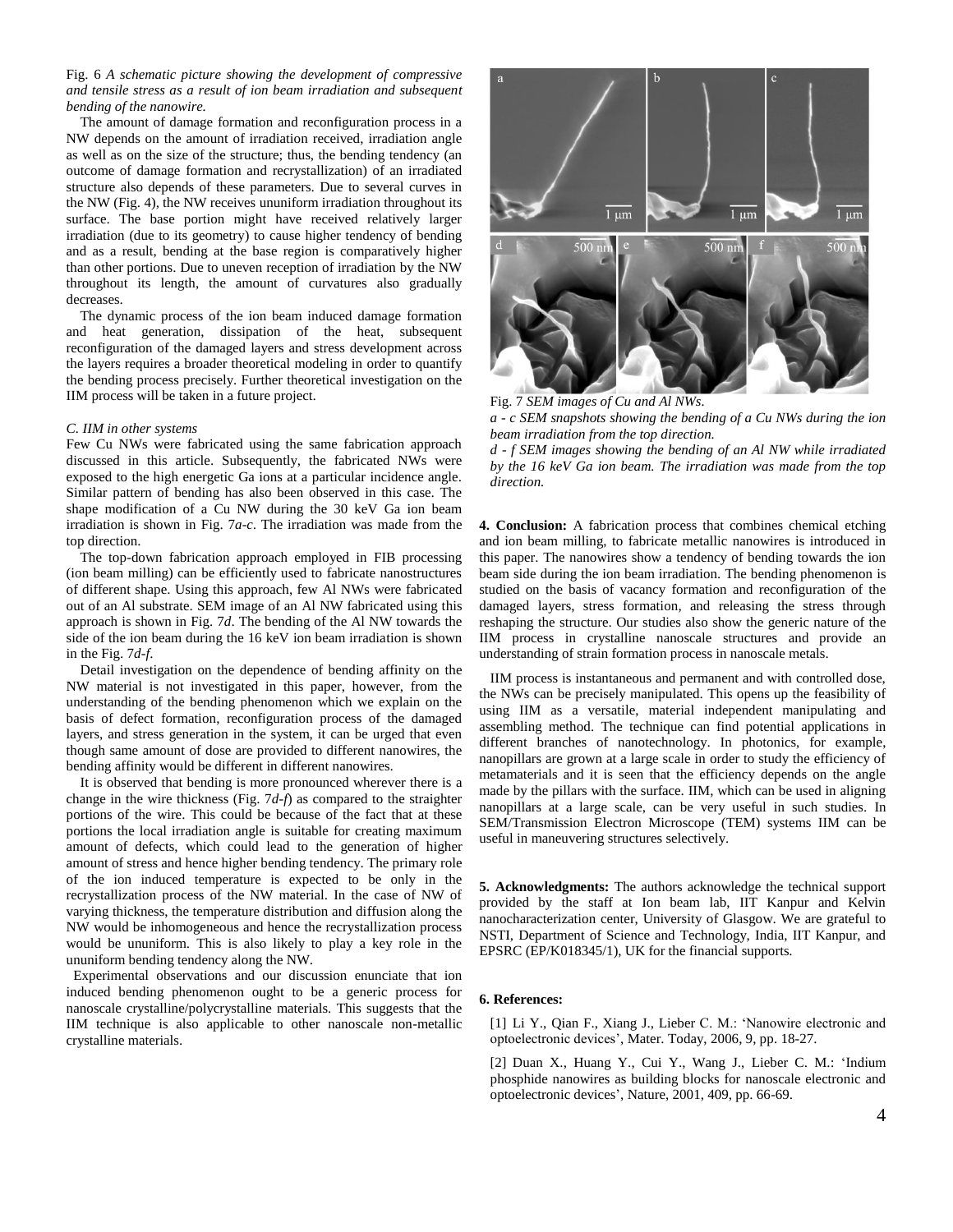Fig. 6 *A schematic picture showing the development of compressive and tensile stress as a result of ion beam irradiation and subsequent bending of the nanowire.*

The amount of damage formation and reconfiguration process in a NW depends on the amount of irradiation received, irradiation angle as well as on the size of the structure; thus, the bending tendency (an outcome of damage formation and recrystallization) of an irradiated structure also depends of these parameters. Due to several curves in the NW (Fig. 4), the NW receives ununiform irradiation throughout its surface. The base portion might have received relatively larger irradiation (due to its geometry) to cause higher tendency of bending and as a result, bending at the base region is comparatively higher than other portions. Due to uneven reception of irradiation by the NW throughout its length, the amount of curvatures also gradually decreases.

The dynamic process of the ion beam induced damage formation and heat generation, dissipation of the heat, subsequent reconfiguration of the damaged layers and stress development across the layers requires a broader theoretical modeling in order to quantify the bending process precisely. Further theoretical investigation on the IIM process will be taken in a future project.

*C. IIM in other systems*

Few Cu NWs were fabricated using the same fabrication approach discussed in this article. Subsequently, the fabricated NWs were exposed to the high energetic Ga ions at a particular incidence angle. Similar pattern of bending has also been observed in this case. The shape modification of a Cu NW during the 30 keV Ga ion beam irradiation is shown in Fig. 7*a-c*. The irradiation was made from the top direction.

The top-down fabrication approach employed in FIB processing (ion beam milling) can be efficiently used to fabricate nanostructures of different shape. Using this approach, few Al NWs were fabricated out of an Al substrate. SEM image of an Al NW fabricated using this approach is shown in Fig. 7*d*. The bending of the Al NW towards the side of the ion beam during the 16 keV ion beam irradiation is shown in the Fig. 7*d-f*.

Detail investigation on the dependence of bending affinity on the NW material is not investigated in this paper, however, from the understanding of the bending phenomenon which we explain on the basis of defect formation, reconfiguration process of the damaged layers, and stress generation in the system, it can be urged that even though same amount of dose are provided to different nanowires, the bending affinity would be different in different nanowires.

It is observed that bending is more pronounced wherever there is a change in the wire thickness (Fig. 7*d-f*) as compared to the straighter portions of the wire. This could be because of the fact that at these portions the local irradiation angle is suitable for creating maximum amount of defects, which could lead to the generation of higher amount of stress and hence higher bending tendency. The primary role of the ion induced temperature is expected to be only in the recrystallization process of the NW material. In the case of NW of varying thickness, the temperature distribution and diffusion along the NW would be inhomogeneous and hence the recrystallization process would be ununiform. This is also likely to play a key role in the ununiform bending tendency along the NW.

Experimental observations and our discussion enunciate that ion induced bending phenomenon ought to be a generic process for nanoscale crystalline/polycrystalline materials. This suggests that the IIM technique is also applicable to other nanoscale non-metallic crystalline materials.

Fig. 7 *SEM images of Cu and Al NWs.*
*a - c SEM snapshots showing the bending of a Cu NWs during the ion beam irradiation from the top direction.*
*d - f SEM images showing the bending of an Al NW while irradiated by the 16 keV Ga ion beam. The irradiation was made from the top direction.*

**4. Conclusion:** A fabrication process that combines chemical etching and ion beam milling, to fabricate metallic nanowires is introduced in this paper. The nanowires show a tendency of bending towards the ion beam side during the ion beam irradiation. The bending phenomenon is studied on the basis of vacancy formation and reconfiguration of the damaged layers, stress formation, and releasing the stress through reshaping the structure. Our studies also show the generic nature of the IIM process in crystalline nanoscale structures and provide an understanding of strain formation process in nanoscale metals.

IIM process is instantaneous and permanent and with controlled dose, the NWs can be precisely manipulated. This opens up the feasibility of using IIM as a versatile, material independent manipulating and assembling method. The technique can find potential applications in different branches of nanotechnology. In photonics, for example, nanopillars are grown at a large scale in order to study the efficiency of metamaterials and it is seen that the efficiency depends on the angle made by the pillars with the surface. IIM, which can be used in aligning nanopillars at a large scale, can be very useful in such studies. In SEM/Transmission Electron Microscope (TEM) systems IIM can be useful in maneuvering structures selectively.

**5. Acknowledgments:** The authors acknowledge the technical support provided by the staff at Ion beam lab, IIT Kanpur and Kelvin nanocharacterization center, University of Glasgow. We are grateful to NSTI, Department of Science and Technology, India, IIT Kanpur, and EPSRC (EP/K018345/1), UK for the financial supports.

**6. References:**

[1] Li Y., Qian F., Xiang J., Lieber C. M.: 'Nanowire electronic and optoelectronic devices', Mater. Today, 2006, 9, pp. 18-27.

[2] Duan X., Huang Y., Cui Y., Wang J., Lieber C. M.: 'Indium phosphide nanowires as building blocks for nanoscale electronic and optoelectronic devices', Nature, 2001, 409, pp. 66-69.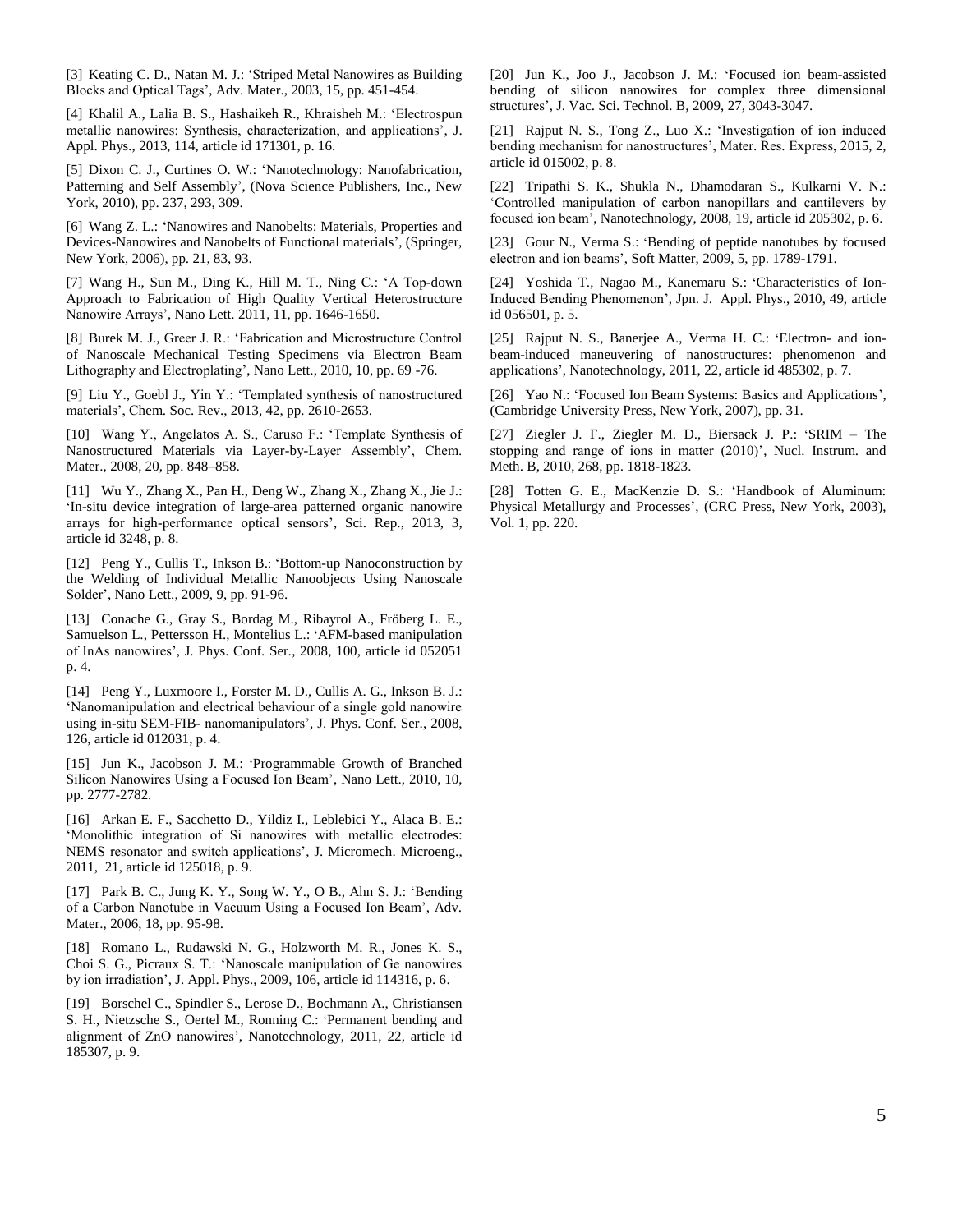[3] Keating C. D., Natan M. J.: 'Striped Metal Nanowires as Building Blocks and Optical Tags', Adv. Mater., 2003, 15, pp. 451-454.

[4] Khalil A., Lalia B. S., Hashaikeh R., Khraisheh M.: 'Electrospun metallic nanowires: Synthesis, characterization, and applications', J. Appl. Phys., 2013, 114, article id 171301, p. 16.

[5] Dixon C. J., Curtines O. W.: 'Nanotechnology: Nanofabrication, Patterning and Self Assembly', (Nova Science Publishers, Inc., New York, 2010), pp. 237, 293, 309.

[6] Wang Z. L.: 'Nanowires and Nanobelts: Materials, Properties and Devices-Nanowires and Nanobelts of Functional materials', (Springer, New York, 2006), pp. 21, 83, 93.

[7] Wang H., Sun M., Ding K., Hill M. T., Ning C.: 'A Top-down Approach to Fabrication of High Quality Vertical Heterostructure Nanowire Arrays', Nano Lett. 2011, 11, pp. 1646-1650.

[8] Burek M. J., Greer J. R.: 'Fabrication and Microstructure Control of Nanoscale Mechanical Testing Specimens via Electron Beam Lithography and Electroplating', Nano Lett., 2010, 10, pp. 69 -76.

[9] Liu Y., Goebl J., Yin Y.: 'Templated synthesis of nanostructured materials', Chem. Soc. Rev., 2013, 42, pp. 2610-2653.

[10] Wang Y., Angelatos A. S., Caruso F.: 'Template Synthesis of Nanostructured Materials via Layer-by-Layer Assembly', Chem. Mater., 2008, 20, pp. 848–858.

[11] Wu Y., Zhang X., Pan H., Deng W., Zhang X., Zhang X., Jie J.: 'In-situ device integration of large-area patterned organic nanowire arrays for high-performance optical sensors', Sci. Rep., 2013, 3, article id 3248, p. 8.

[12] Peng Y., Cullis T., Inkson B.: 'Bottom-up Nanoconstruction by the Welding of Individual Metallic Nanoobjects Using Nanoscale Solder', Nano Lett., 2009, 9, pp. 91-96.

[13] Conache G., Gray S., Bordag M., Ribayrol A., Fröberg L. E., Samuelson L., Pettersson H., Montelius L.: 'AFM-based manipulation of InAs nanowires', J. Phys. Conf. Ser., 2008, 100, article id 052051 p. 4.

[14] Peng Y., Luxmoore I., Forster M. D., Cullis A. G., Inkson B. J.: 'Nanomanipulation and electrical behaviour of a single gold nanowire using in-situ SEM-FIB- nanomanipulators', J. Phys. Conf. Ser., 2008, 126, article id 012031, p. 4.

[15] Jun K., Jacobson J. M.: 'Programmable Growth of Branched Silicon Nanowires Using a Focused Ion Beam', Nano Lett., 2010, 10, pp. 2777-2782.

[16] Arkan E. F., Sacchetto D., Yildiz I., Leblebici Y., Alaca B. E.: 'Monolithic integration of Si nanowires with metallic electrodes: NEMS resonator and switch applications', J. Micromech. Microeng., 2011, 21, article id 125018, p. 9.

[17] Park B. C., Jung K. Y., Song W. Y., O B., Ahn S. J.: 'Bending of a Carbon Nanotube in Vacuum Using a Focused Ion Beam', Adv. Mater., 2006, 18, pp. 95-98.

[18] Romano L., Rudawski N. G., Holzworth M. R., Jones K. S., Choi S. G., Picraux S. T.: 'Nanoscale manipulation of Ge nanowires by ion irradiation', J. Appl. Phys., 2009, 106, article id 114316, p. 6.

[19] Borschel C., Spindler S., Lerose D., Bochmann A., Christiansen S. H., Nietzsche S., Oertel M., Ronning C.: 'Permanent bending and alignment of ZnO nanowires', Nanotechnology, 2011, 22, article id 185307, p. 9.

[20] Jun K., Joo J., Jacobson J. M.: 'Focused ion beam-assisted bending of silicon nanowires for complex three dimensional structures', J. Vac. Sci. Technol. B, 2009, 27, 3043-3047.

[21] Rajput N. S., Tong Z., Luo X.: 'Investigation of ion induced bending mechanism for nanostructures', Mater. Res. Express, 2015, 2, article id 015002, p. 8.

[22] Tripathi S. K., Shukla N., Dhamodaran S., Kulkarni V. N.: 'Controlled manipulation of carbon nanopillars and cantilevers by focused ion beam', Nanotechnology, 2008, 19, article id 205302, p. 6.

[23] Gour N., Verma S.: 'Bending of peptide nanotubes by focused electron and ion beams', Soft Matter, 2009, 5, pp. 1789-1791.

[24] Yoshida T., Nagao M., Kanemaru S.: 'Characteristics of Ion-Induced Bending Phenomenon', Jpn. J. Appl. Phys., 2010, 49, article id 056501, p. 5.

[25] Rajput N. S., Banerjee A., Verma H. C.: 'Electron- and ion-beam-induced maneuvering of nanostructures: phenomenon and applications', Nanotechnology, 2011, 22, article id 485302, p. 7.

[26] Yao N.: 'Focused Ion Beam Systems: Basics and Applications', (Cambridge University Press, New York, 2007), pp. 31.

[27] Ziegler J. F., Ziegler M. D., Biersack J. P.: 'SRIM – The stopping and range of ions in matter (2010)', Nucl. Instrum. and Meth. B, 2010, 268, pp. 1818-1823.

[28] Totten G. E., MacKenzie D. S.: 'Handbook of Aluminum: Physical Metallurgy and Processes', (CRC Press, New York, 2003), Vol. 1, pp. 220.